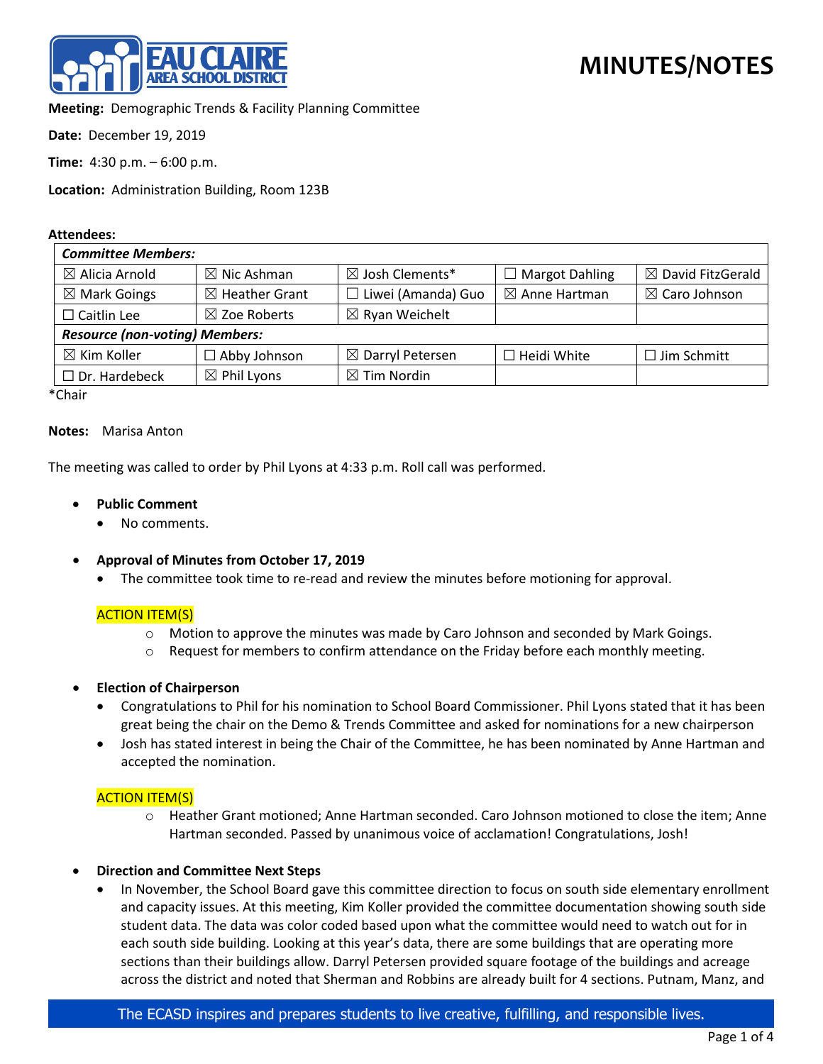# MINUTES/NOTES

**Meeting:** Demographic Trends & Facility Planning Committee

**Date:** December 19, 2019

**Time:** 4:30 p.m. – 6:00 p.m.

**Location:** Administration Building, Room 123B

**Attendees:**

| | | | | |
|---|---|---|---|---|
| ***Committee Members:*** | | | | |
| ☒ Alicia Arnold | ☒ Nic Ashman | ☒ Josh Clements* | ☐ Margot Dahling | ☒ David FitzGerald |
| ☒ Mark Goings | ☒ Heather Grant | ☐ Liwei (Amanda) Guo | ☒ Anne Hartman | ☒ Caro Johnson |
| ☐ Caitlin Lee | ☒ Zoe Roberts | ☒ Ryan Weichelt | | |
| ***Resource (non-voting) Members:*** | | | | |
| ☒ Kim Koller | ☐ Abby Johnson | ☒ Darryl Petersen | ☐ Heidi White | ☐ Jim Schmitt |
| ☐ Dr. Hardebeck | ☒ Phil Lyons | ☒ Tim Nordin | | |

*Chair

**Notes:** Marisa Anton

The meeting was called to order by Phil Lyons at 4:33 p.m. Roll call was performed.

- **Public Comment**
  - No comments.

- **Approval of Minutes from October 17, 2019**
  - The committee took time to re-read and review the minutes before motioning for approval.

  ACTION ITEM(S)
    - Motion to approve the minutes was made by Caro Johnson and seconded by Mark Goings.
    - Request for members to confirm attendance on the Friday before each monthly meeting.

- **Election of Chairperson**
  - Congratulations to Phil for his nomination to School Board Commissioner. Phil Lyons stated that it has been great being the chair on the Demo & Trends Committee and asked for nominations for a new chairperson
  - Josh has stated interest in being the Chair of the Committee, he has been nominated by Anne Hartman and accepted the nomination.

  ACTION ITEM(S)
    - Heather Grant motioned; Anne Hartman seconded. Caro Johnson motioned to close the item; Anne Hartman seconded. Passed by unanimous voice of acclamation! Congratulations, Josh!

- **Direction and Committee Next Steps**
  - In November, the School Board gave this committee direction to focus on south side elementary enrollment and capacity issues. At this meeting, Kim Koller provided the committee documentation showing south side student data. The data was color coded based upon what the committee would need to watch out for in each south side building. Looking at this year's data, there are some buildings that are operating more sections than their buildings allow. Darryl Petersen provided square footage of the buildings and acreage across the district and noted that Sherman and Robbins are already built for 4 sections. Putnam, Manz, and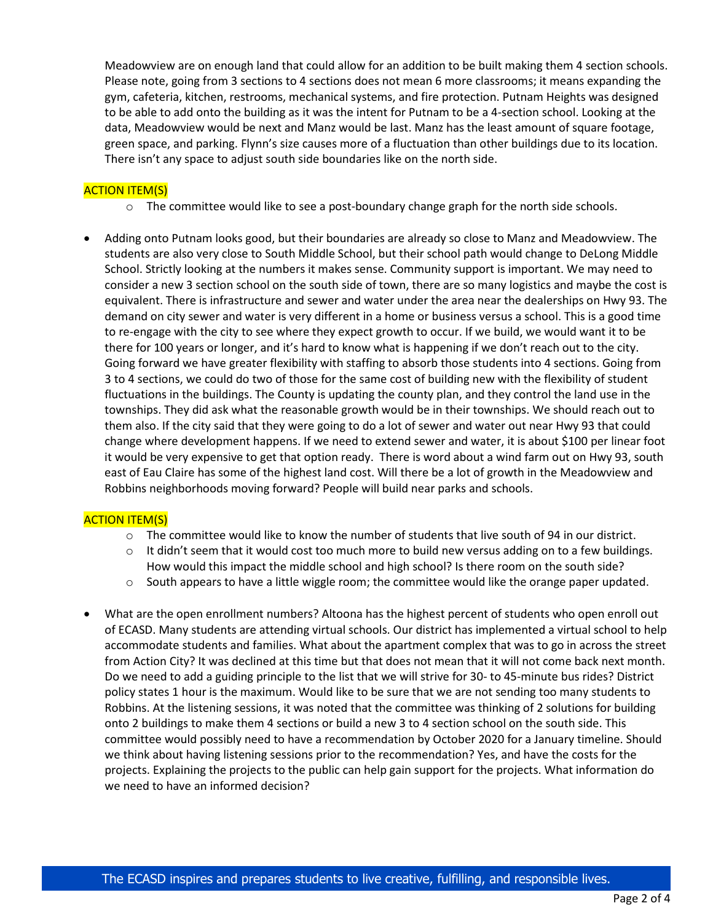Meadowview are on enough land that could allow for an addition to be built making them 4 section schools. Please note, going from 3 sections to 4 sections does not mean 6 more classrooms; it means expanding the gym, cafeteria, kitchen, restrooms, mechanical systems, and fire protection. Putnam Heights was designed to be able to add onto the building as it was the intent for Putnam to be a 4-section school. Looking at the data, Meadowview would be next and Manz would be last. Manz has the least amount of square footage, green space, and parking. Flynn's size causes more of a fluctuation than other buildings due to its location. There isn't any space to adjust south side boundaries like on the north side.

ACTION ITEM(S)

- The committee would like to see a post-boundary change graph for the north side schools.

- Adding onto Putnam looks good, but their boundaries are already so close to Manz and Meadowview. The students are also very close to South Middle School, but their school path would change to DeLong Middle School. Strictly looking at the numbers it makes sense. Community support is important. We may need to consider a new 3 section school on the south side of town, there are so many logistics and maybe the cost is equivalent. There is infrastructure and sewer and water under the area near the dealerships on Hwy 93. The demand on city sewer and water is very different in a home or business versus a school. This is a good time to re-engage with the city to see where they expect growth to occur. If we build, we would want it to be there for 100 years or longer, and it's hard to know what is happening if we don't reach out to the city. Going forward we have greater flexibility with staffing to absorb those students into 4 sections. Going from 3 to 4 sections, we could do two of those for the same cost of building new with the flexibility of student fluctuations in the buildings. The County is updating the county plan, and they control the land use in the townships. They did ask what the reasonable growth would be in their townships. We should reach out to them also. If the city said that they were going to do a lot of sewer and water out near Hwy 93 that could change where development happens. If we need to extend sewer and water, it is about $100 per linear foot it would be very expensive to get that option ready. There is word about a wind farm out on Hwy 93, south east of Eau Claire has some of the highest land cost. Will there be a lot of growth in the Meadowview and Robbins neighborhoods moving forward? People will build near parks and schools.

ACTION ITEM(S)

- The committee would like to know the number of students that live south of 94 in our district.
- It didn't seem that it would cost too much more to build new versus adding on to a few buildings. How would this impact the middle school and high school? Is there room on the south side?
- South appears to have a little wiggle room; the committee would like the orange paper updated.

- What are the open enrollment numbers? Altoona has the highest percent of students who open enroll out of ECASD. Many students are attending virtual schools. Our district has implemented a virtual school to help accommodate students and families. What about the apartment complex that was to go in across the street from Action City? It was declined at this time but that does not mean that it will not come back next month. Do we need to add a guiding principle to the list that we will strive for 30- to 45-minute bus rides? District policy states 1 hour is the maximum. Would like to be sure that we are not sending too many students to Robbins. At the listening sessions, it was noted that the committee was thinking of 2 solutions for building onto 2 buildings to make them 4 sections or build a new 3 to 4 section school on the south side. This committee would possibly need to have a recommendation by October 2020 for a January timeline. Should we think about having listening sessions prior to the recommendation? Yes, and have the costs for the projects. Explaining the projects to the public can help gain support for the projects. What information do we need to have an informed decision?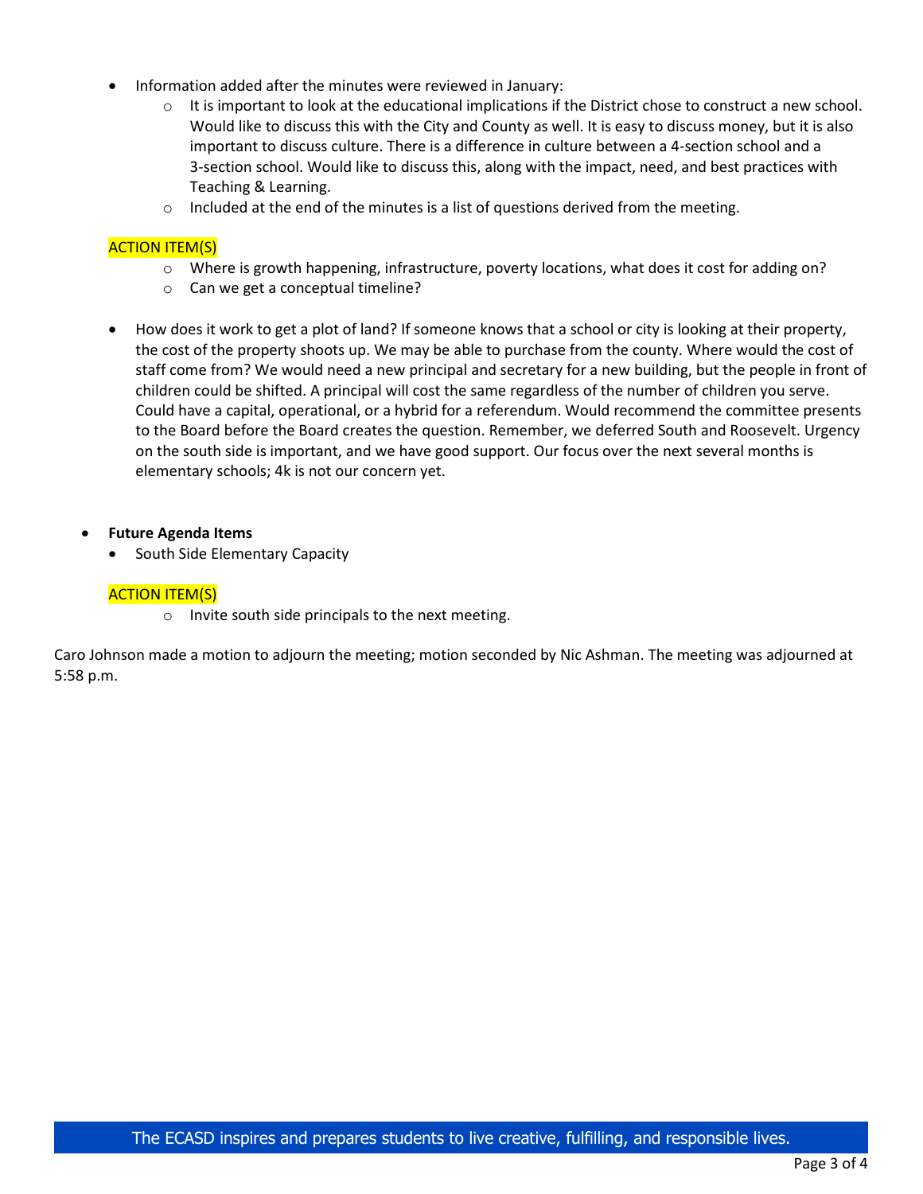- Information added after the minutes were reviewed in January:
  - It is important to look at the educational implications if the District chose to construct a new school. Would like to discuss this with the City and County as well. It is easy to discuss money, but it is also important to discuss culture. There is a difference in culture between a 4-section school and a 3-section school. Would like to discuss this, along with the impact, need, and best practices with Teaching & Learning.
  - Included at the end of the minutes is a list of questions derived from the meeting.

ACTION ITEM(S)

  - Where is growth happening, infrastructure, poverty locations, what does it cost for adding on?
  - Can we get a conceptual timeline?

- How does it work to get a plot of land? If someone knows that a school or city is looking at their property, the cost of the property shoots up. We may be able to purchase from the county. Where would the cost of staff come from? We would need a new principal and secretary for a new building, but the people in front of children could be shifted. A principal will cost the same regardless of the number of children you serve. Could have a capital, operational, or a hybrid for a referendum. Would recommend the committee presents to the Board before the Board creates the question. Remember, we deferred South and Roosevelt. Urgency on the south side is important, and we have good support. Our focus over the next several months is elementary schools; 4k is not our concern yet.

- **Future Agenda Items**
  - South Side Elementary Capacity

ACTION ITEM(S)

  - Invite south side principals to the next meeting.

Caro Johnson made a motion to adjourn the meeting; motion seconded by Nic Ashman. The meeting was adjourned at 5:58 p.m.

The ECASD inspires and prepares students to live creative, fulfilling, and responsible lives.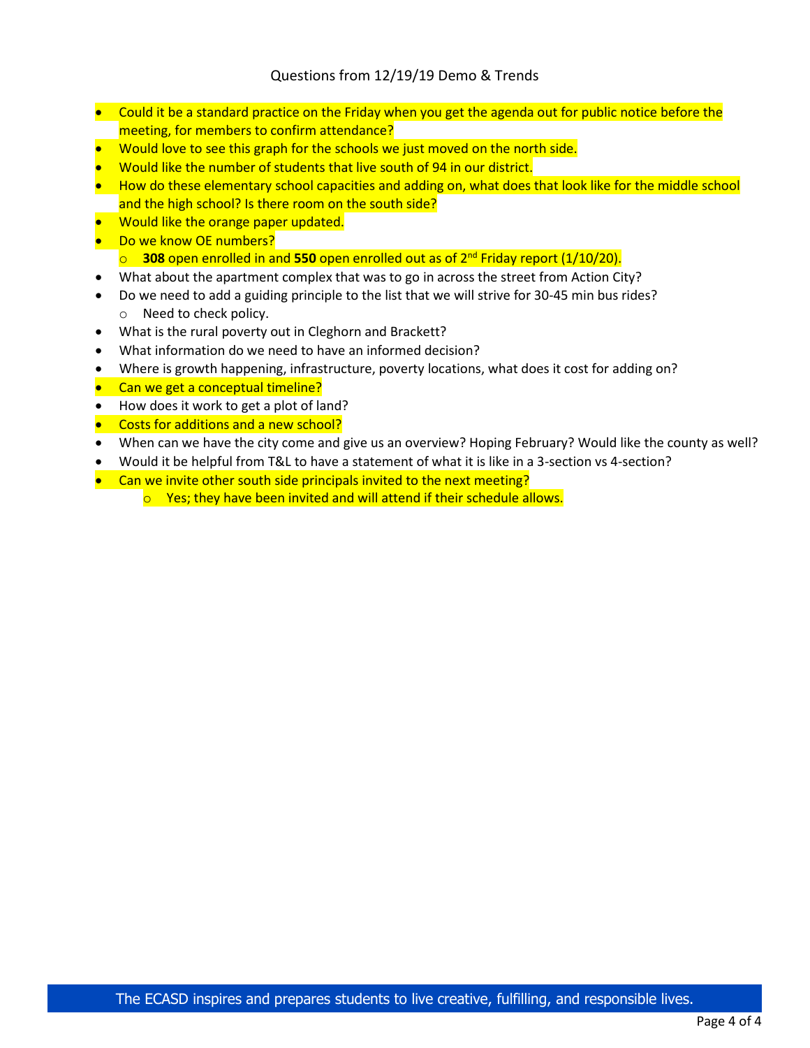Questions from 12/19/19 Demo & Trends

- Could it be a standard practice on the Friday when you get the agenda out for public notice before the meeting, for members to confirm attendance?
- Would love to see this graph for the schools we just moved on the north side.
- Would like the number of students that live south of 94 in our district.
- How do these elementary school capacities and adding on, what does that look like for the middle school and the high school? Is there room on the south side?
- Would like the orange paper updated.
- Do we know OE numbers?
  - **308** open enrolled in and **550** open enrolled out as of 2nd Friday report (1/10/20).
- What about the apartment complex that was to go in across the street from Action City?
- Do we need to add a guiding principle to the list that we will strive for 30-45 min bus rides?
  - Need to check policy.
- What is the rural poverty out in Cleghorn and Brackett?
- What information do we need to have an informed decision?
- Where is growth happening, infrastructure, poverty locations, what does it cost for adding on?
- Can we get a conceptual timeline?
- How does it work to get a plot of land?
- Costs for additions and a new school?
- When can we have the city come and give us an overview? Hoping February? Would like the county as well?
- Would it be helpful from T&L to have a statement of what it is like in a 3-section vs 4-section?
- Can we invite other south side principals invited to the next meeting?
  - Yes; they have been invited and will attend if their schedule allows.

The ECASD inspires and prepares students to live creative, fulfilling, and responsible lives.